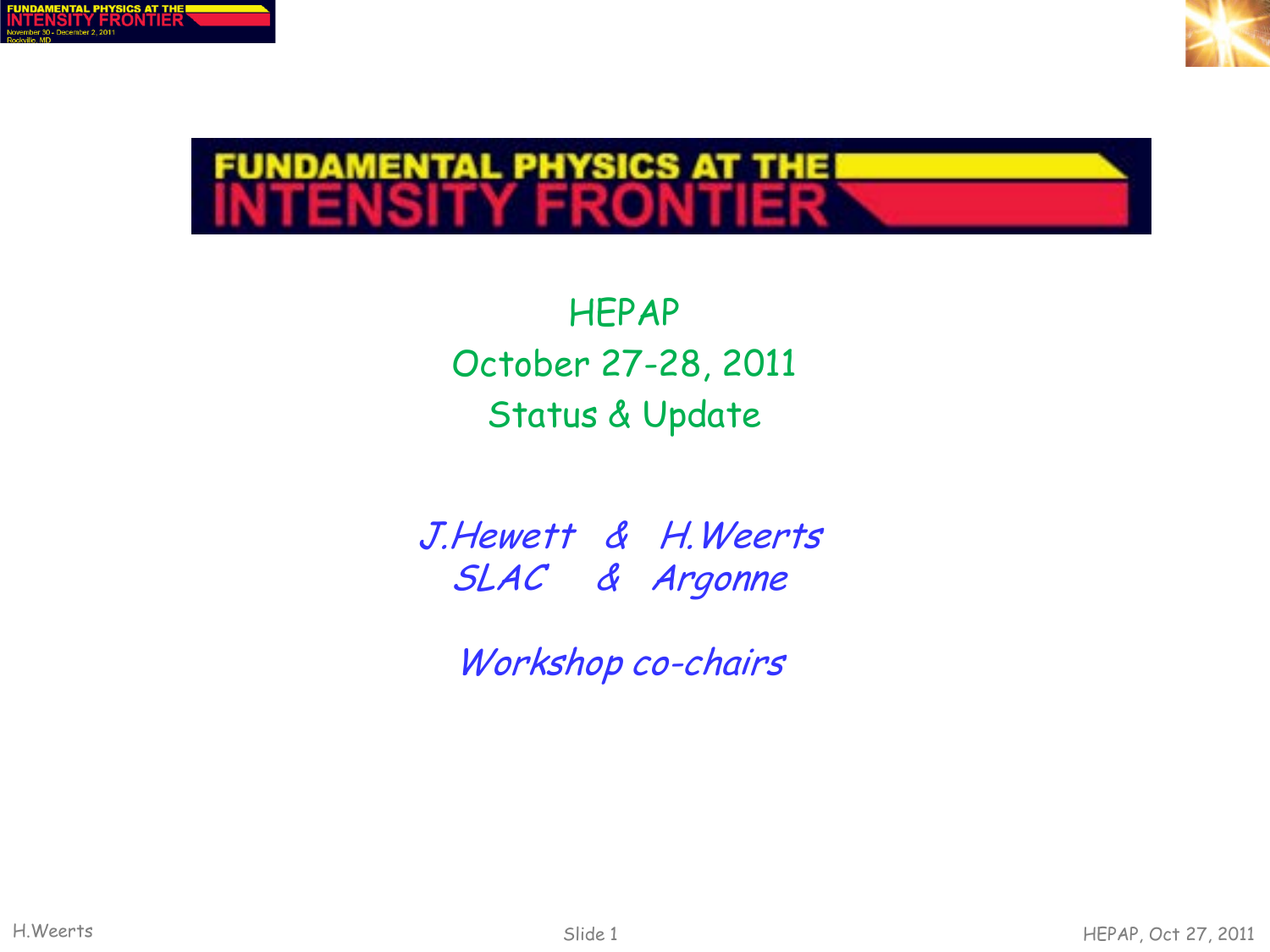# FUNDAMENTAL PHYSICS AT THE INTENSITY FRONTIER

HEPAP

October 27-28, 2011

Status & Update

*J.Hewett & H.Weerts*

*SLAC & Argonne*

*Workshop co-chairs*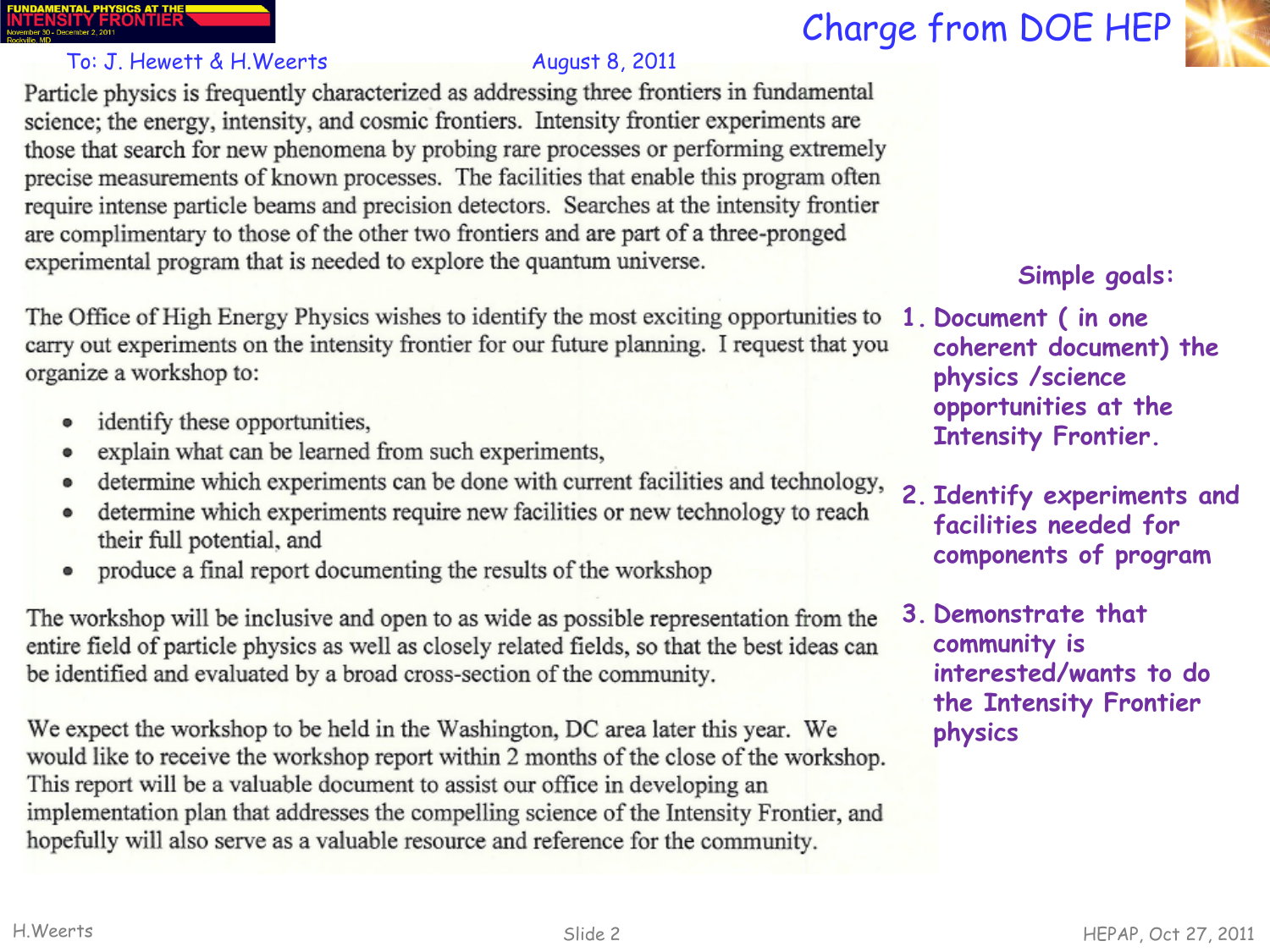# Charge from DOE HEP

To: J. Hewett & H.Weerts　　　　　　　　August 8, 2011

Particle physics is frequently characterized as addressing three frontiers in fundamental science; the energy, intensity, and cosmic frontiers. Intensity frontier experiments are those that search for new phenomena by probing rare processes or performing extremely precise measurements of known processes. The facilities that enable this program often require intense particle beams and precision detectors. Searches at the intensity frontier are complimentary to those of the other two frontiers and are part of a three-pronged experimental program that is needed to explore the quantum universe.

The Office of High Energy Physics wishes to identify the most exciting opportunities to carry out experiments on the intensity frontier for our future planning. I request that you organize a workshop to:

- identify these opportunities,
- explain what can be learned from such experiments,
- determine which experiments can be done with current facilities and technology,
- determine which experiments require new facilities or new technology to reach their full potential, and
- produce a final report documenting the results of the workshop

The workshop will be inclusive and open to as wide as possible representation from the entire field of particle physics as well as closely related fields, so that the best ideas can be identified and evaluated by a broad cross-section of the community.

We expect the workshop to be held in the Washington, DC area later this year. We would like to receive the workshop report within 2 months of the close of the workshop. This report will be a valuable document to assist our office in developing an implementation plan that addresses the compelling science of the Intensity Frontier, and hopefully will also serve as a valuable resource and reference for the community.

**Simple goals:**

1. Document ( in one coherent document) the physics /science opportunities at the Intensity Frontier.
2. Identify experiments and facilities needed for components of program
3. Demonstrate that community is interested/wants to do the Intensity Frontier physics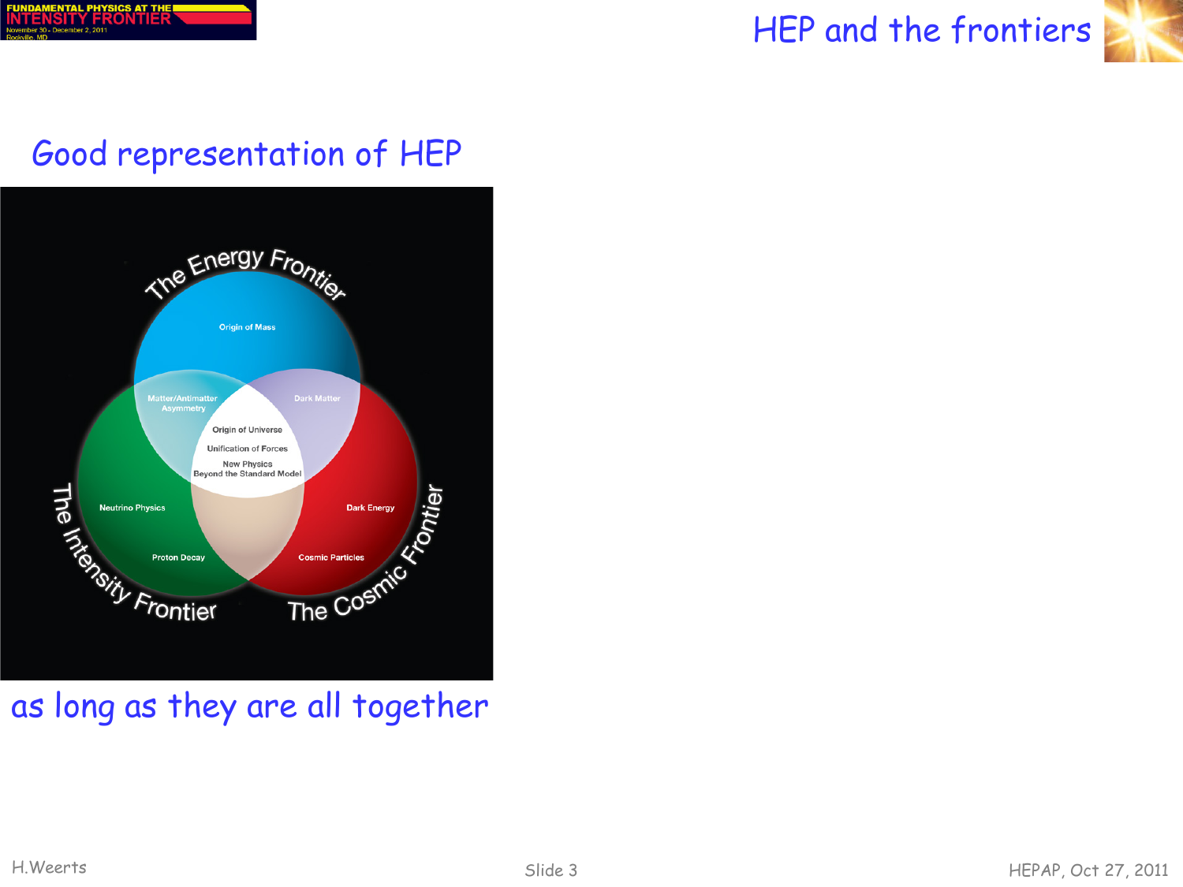# HEP and the frontiers

## Good representation of HEP

The Energy Frontier

Origin of Mass

Matter/Antimatter Asymmetry

Dark Matter

Origin of Universe

Unification of Forces

New Physics Beyond the Standard Model

Neutrino Physics

Dark Energy

Proton Decay

Cosmic Particles

The Intensity Frontier

The Cosmic Frontier

as long as they are all together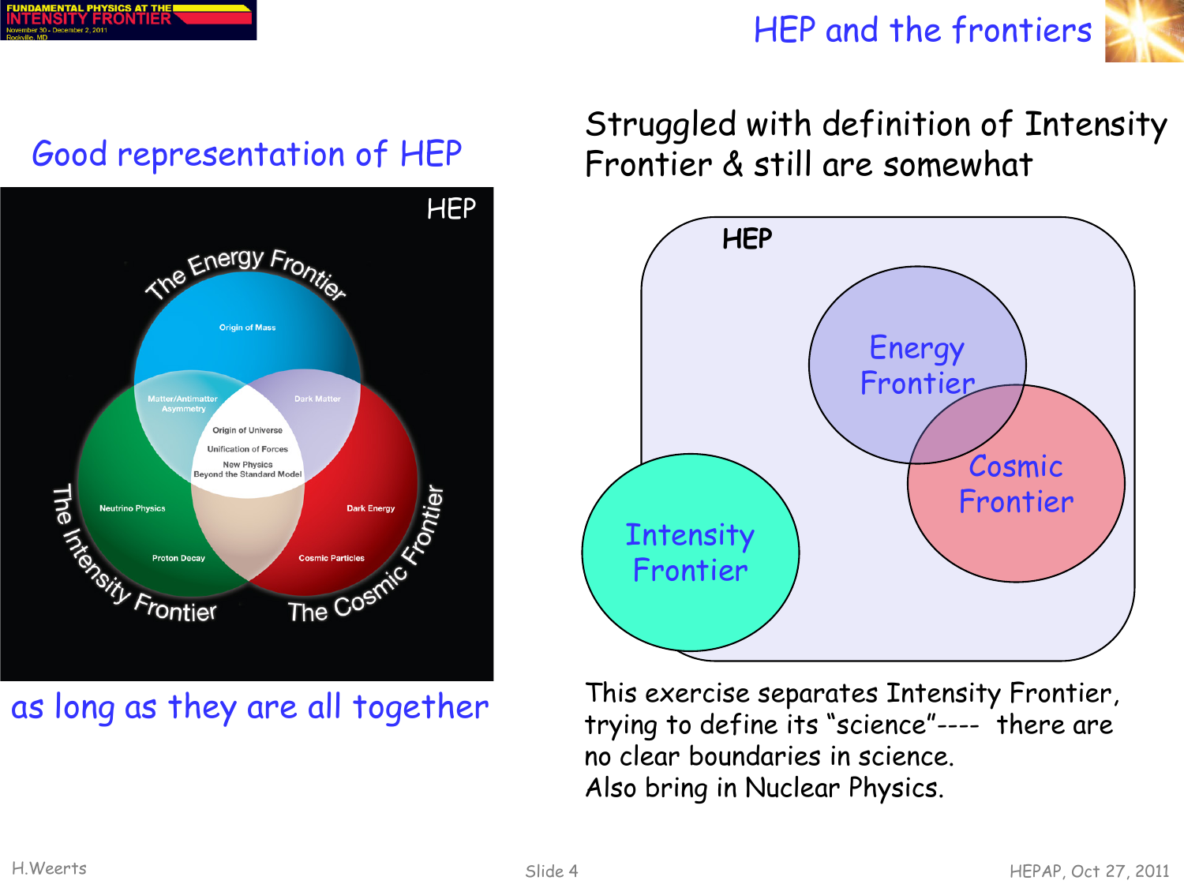# HEP and the frontiers

Good representation of HEP

HEP

The Energy Frontier

Origin of Mass

Matter/Antimatter Asymmetry

Dark Matter

Origin of Universe

Unification of Forces

New Physics Beyond the Standard Model

Neutrino Physics

Dark Energy

Proton Decay

Cosmic Particles

The Intensity Frontier

The Cosmic Frontier

as long as they are all together

Struggled with definition of Intensity Frontier & still are somewhat

HEP

Energy Frontier

Cosmic Frontier

Intensity Frontier

This exercise separates Intensity Frontier, trying to define its "science"---- there are no clear boundaries in science.
Also bring in Nuclear Physics.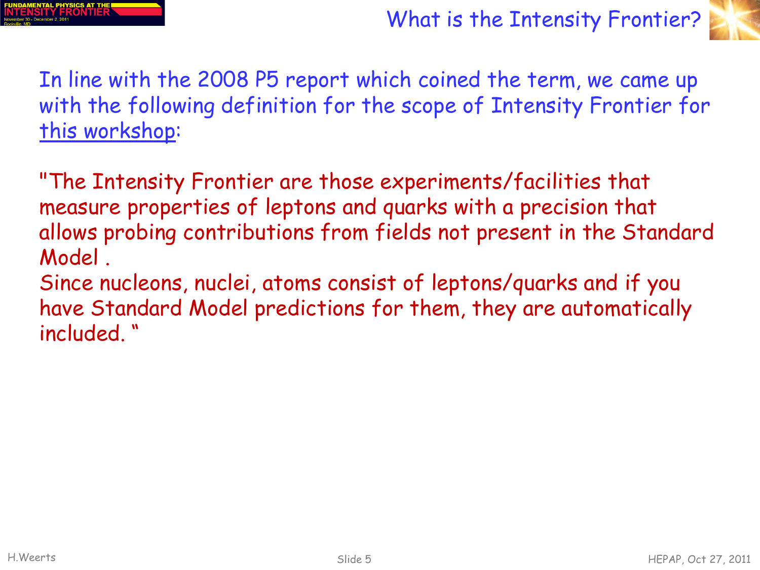# What is the Intensity Frontier?

In line with the 2008 P5 report which coined the term, we came up with the following definition for the scope of Intensity Frontier for <u>this workshop</u>:

"The Intensity Frontier are those experiments/facilities that measure properties of leptons and quarks with a precision that allows probing contributions from fields not present in the Standard Model .
Since nucleons, nuclei, atoms consist of leptons/quarks and if you have Standard Model predictions for them, they are automatically included. "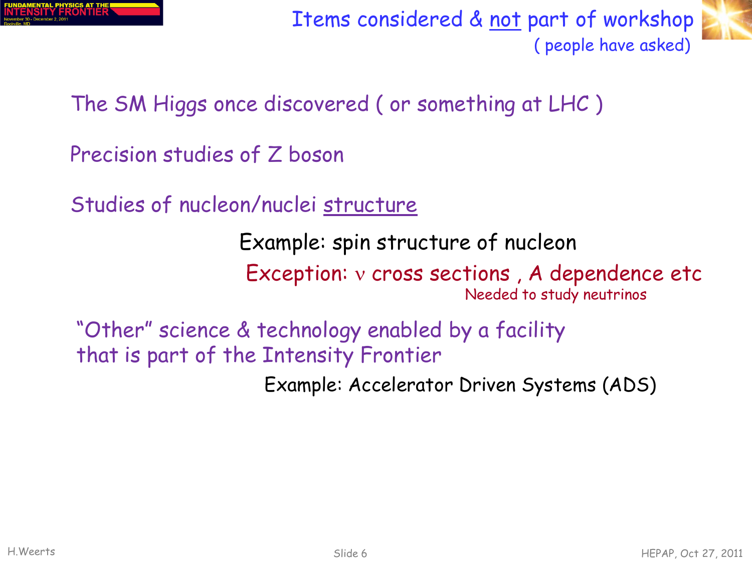# Items considered & not part of workshop

( people have asked)

The SM Higgs once discovered ( or something at LHC )

Precision studies of Z boson

Studies of nucleon/nuclei structure

Example: spin structure of nucleon

Exception: $\nu$ cross sections , A dependence etc

Needed to study neutrinos

"Other" science & technology enabled by a facility that is part of the Intensity Frontier

Example: Accelerator Driven Systems (ADS)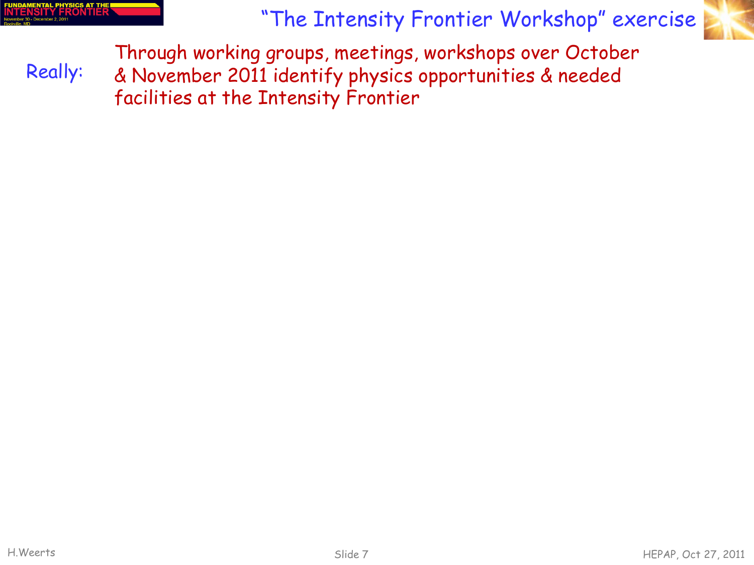# "The Intensity Frontier Workshop" exercise

Really: Through working groups, meetings, workshops over October & November 2011 identify physics opportunities & needed facilities at the Intensity Frontier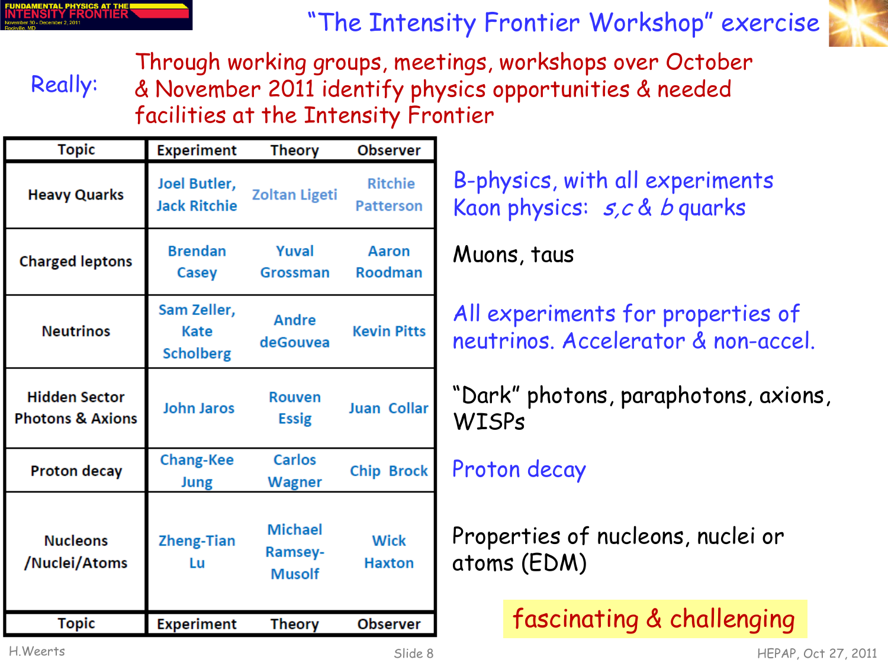# "The Intensity Frontier Workshop" exercise

Really: Through working groups, meetings, workshops over October & November 2011 identify physics opportunities & needed facilities at the Intensity Frontier

| Topic | Experiment | Theory | Observer | |
|---|---|---|---|---|
| Heavy Quarks | Joel Butler, Jack Ritchie | Zoltan Ligeti | Ritchie Patterson | B-physics, with all experiments. Kaon physics: *s,c* & *b* quarks |
| Charged leptons | Brendan Casey | Yuval Grossman | Aaron Roodman | Muons, taus |
| Neutrinos | Sam Zeller, Kate Scholberg | Andre deGouvea | Kevin Pitts | All experiments for properties of neutrinos. Accelerator & non-accel. |
| Hidden Sector Photons & Axions | John Jaros | Rouven Essig | Juan Collar | "Dark" photons, paraphotons, axions, WISPs |
| Proton decay | Chang-Kee Jung | Carlos Wagner | Chip Brock | Proton decay |
| Nucleons /Nuclei/Atoms | Zheng-Tian Lu | Michael Ramsey-Musolf | Wick Haxton | Properties of nucleons, nuclei or atoms (EDM) |
| Topic | Experiment | Theory | Observer | |

*fascinating & challenging*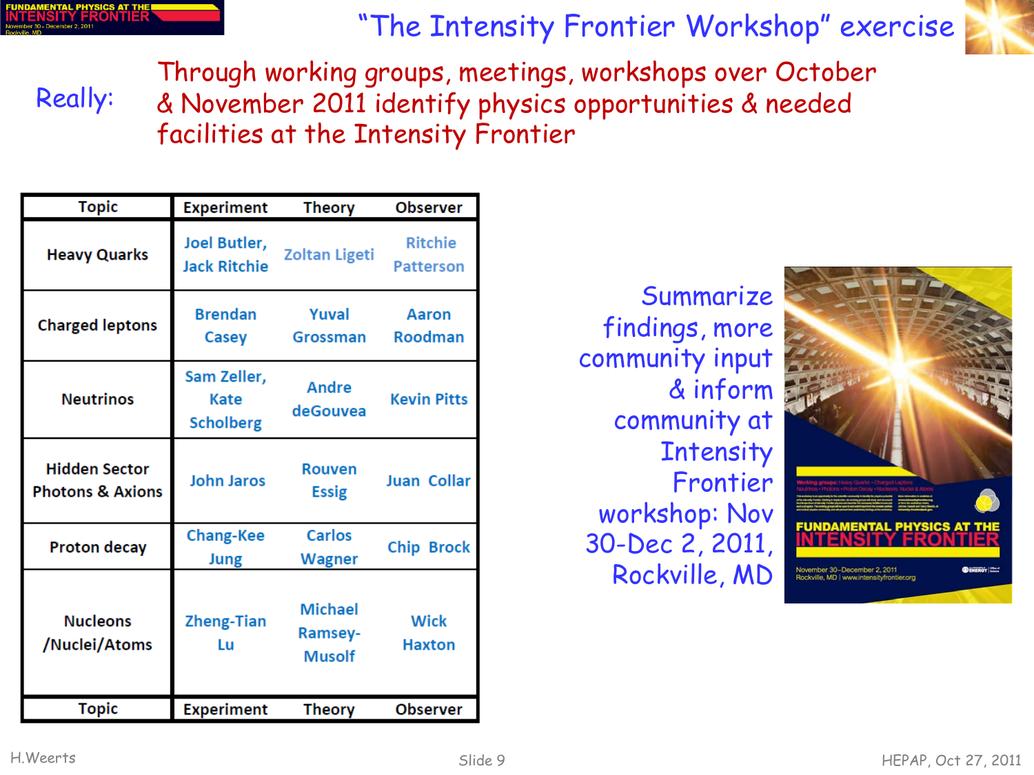# "The Intensity Frontier Workshop" exercise

Really: Through working groups, meetings, workshops over October & November 2011 identify physics opportunities & needed facilities at the Intensity Frontier

| Topic | Experiment | Theory | Observer |
|---|---|---|---|
| Heavy Quarks | Joel Butler, Jack Ritchie | Zoltan Ligeti | Ritchie Patterson |
| Charged leptons | Brendan Casey | Yuval Grossman | Aaron Roodman |
| Neutrinos | Sam Zeller, Kate Scholberg | Andre deGouvea | Kevin Pitts |
| Hidden Sector Photons & Axions | John Jaros | Rouven Essig | Juan Collar |
| Proton decay | Chang-Kee Jung | Carlos Wagner | Chip Brock |
| Nucleons /Nuclei/Atoms | Zheng-Tian Lu | Michael Ramsey-Musolf | Wick Haxton |
| Topic | Experiment | Theory | Observer |

Summarize findings, more community input & inform community at Intensity Frontier workshop: Nov 30-Dec 2, 2011, Rockville, MD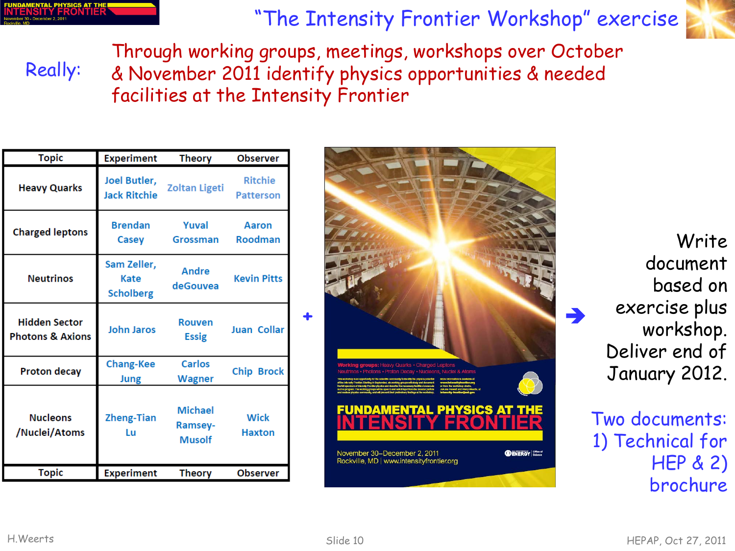# "The Intensity Frontier Workshop" exercise

Really: Through working groups, meetings, workshops over October & November 2011 identify physics opportunities & needed facilities at the Intensity Frontier

| Topic | Experiment | Theory | Observer |
|---|---|---|---|
| Heavy Quarks | Joel Butler, Jack Ritchie | Zoltan Ligeti | Ritchie Patterson |
| Charged leptons | Brendan Casey | Yuval Grossman | Aaron Roodman |
| Neutrinos | Sam Zeller, Kate Scholberg | Andre deGouvea | Kevin Pitts |
| Hidden Sector Photons & Axions | John Jaros | Rouven Essig | Juan Collar |
| Proton decay | Chang-Kee Jung | Carlos Wagner | Chip Brock |
| Nucleons /Nuclei/Atoms | Zheng-Tian Lu | Michael Ramsey-Musolf | Wick Haxton |
| Topic | Experiment | Theory | Observer |

+

**FUNDAMENTAL PHYSICS AT THE INTENSITY FRONTIER**

Working groups: Heavy Quarks • Charged Leptons
Neutrinos • Photons • Proton Decay • Nucleons, Nuclei & Atoms

November 30–December 2, 2011
Rockville, MD | www.intensityfrontier.org

→ Write document based on exercise plus workshop. Deliver end of January 2012.

Two documents:
1) Technical for HEP & 2) brochure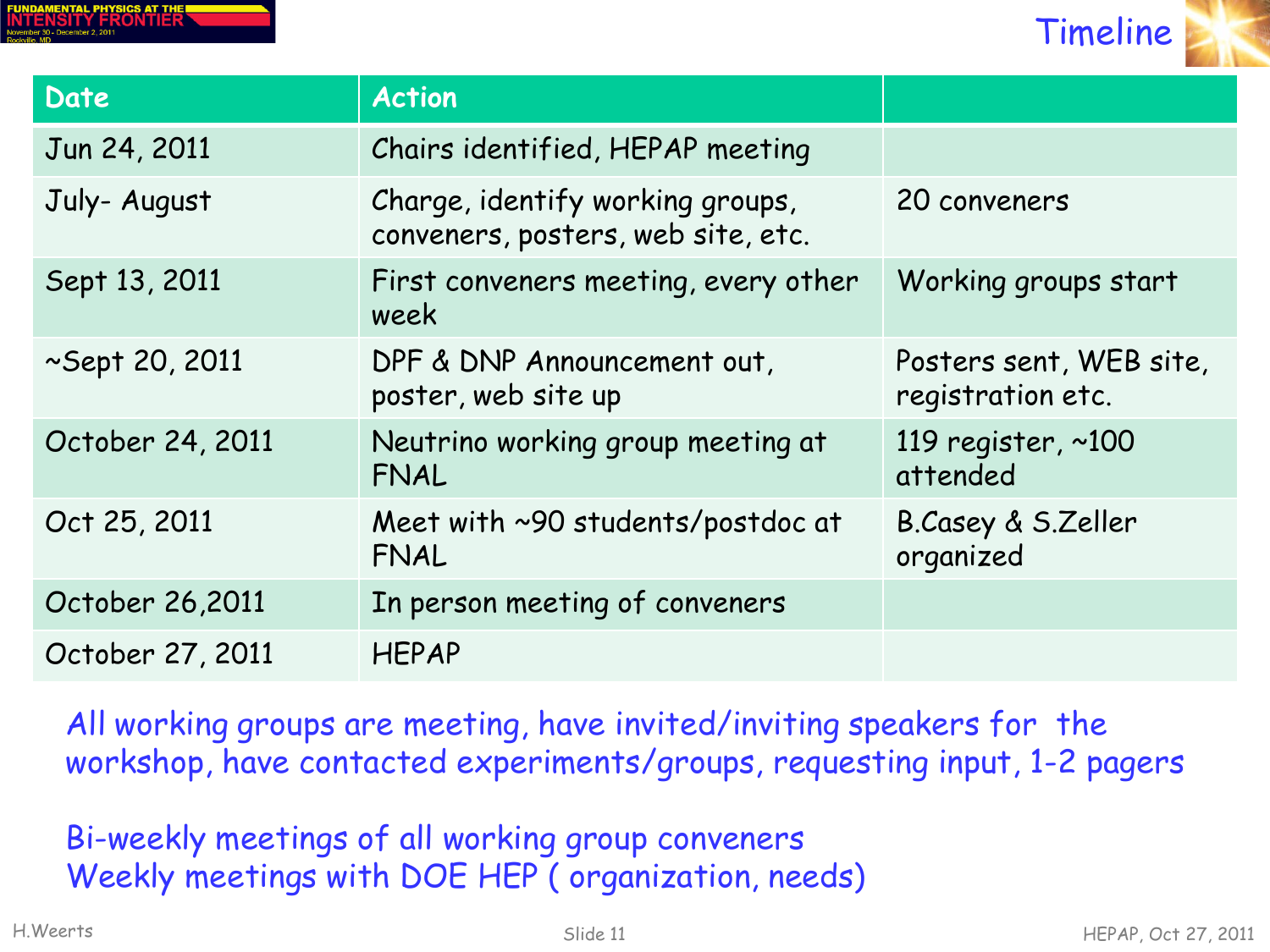# Timeline

| Date | Action | |
|---|---|---|
| Jun 24, 2011 | Chairs identified, HEPAP meeting | |
| July- August | Charge, identify working groups, conveners, posters, web site, etc. | 20 conveners |
| Sept 13, 2011 | First conveners meeting, every other week | Working groups start |
| ~Sept 20, 2011 | DPF & DNP Announcement out, poster, web site up | Posters sent, WEB site, registration etc. |
| October 24, 2011 | Neutrino working group meeting at FNAL | 119 register, ~100 attended |
| Oct 25, 2011 | Meet with ~90 students/postdoc at FNAL | B.Casey & S.Zeller organized |
| October 26,2011 | In person meeting of conveners | |
| October 27, 2011 | HEPAP | |

All working groups are meeting, have invited/inviting speakers for the workshop, have contacted experiments/groups, requesting input, 1-2 pagers

Bi-weekly meetings of all working group conveners
Weekly meetings with DOE HEP ( organization, needs)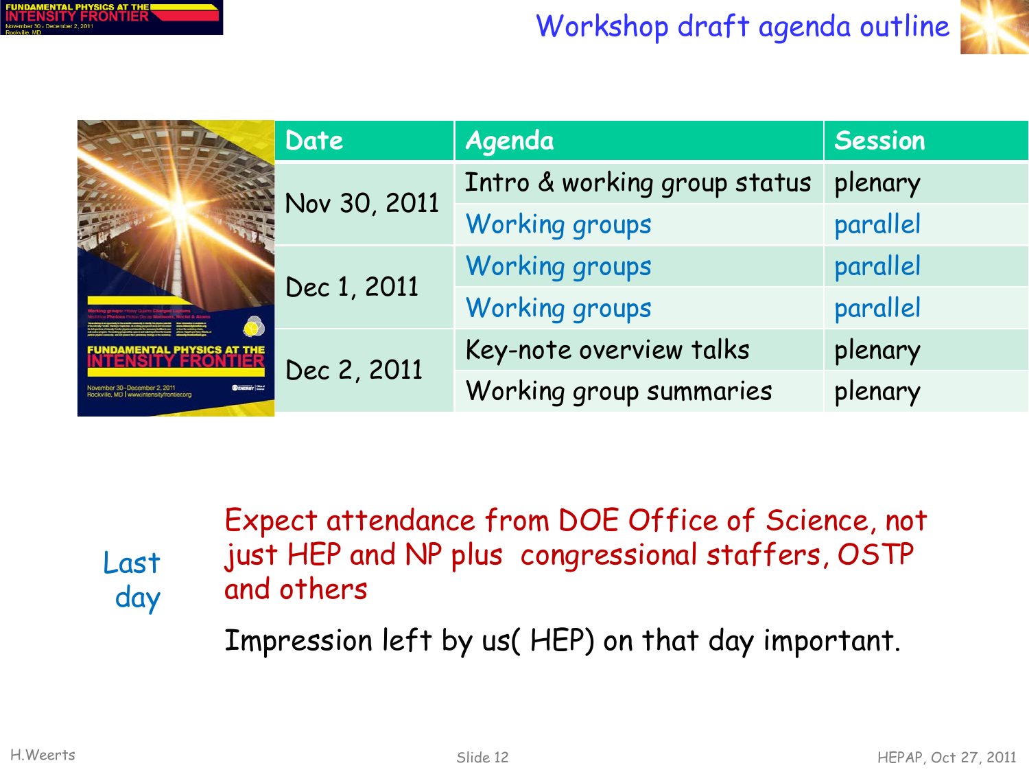# Workshop draft agenda outline

| Date | Agenda | Session |
|---|---|---|
| Nov 30, 2011 | Intro & working group status | plenary |
| | Working groups | parallel |
| Dec 1, 2011 | Working groups | parallel |
| | Working groups | parallel |
| Dec 2, 2011 | Key-note overview talks | plenary |
| | Working group summaries | plenary |

Last day

Expect attendance from DOE Office of Science, not just HEP and NP plus congressional staffers, OSTP and others

Impression left by us( HEP) on that day important.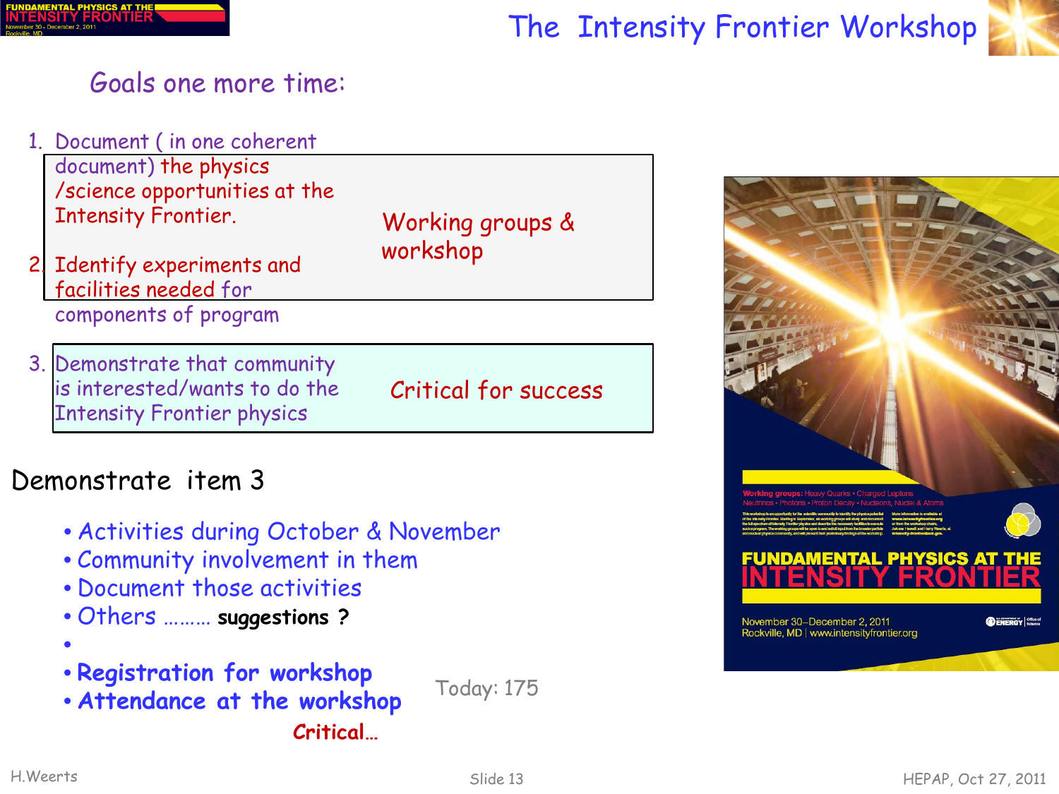# The Intensity Frontier Workshop

## Goals one more time:

1. Document ( in one coherent document) the physics /science opportunities at the Intensity Frontier.
2. Identify experiments and facilities needed for components of program

Working groups & workshop

3. Demonstrate that community is interested/wants to do the Intensity Frontier physics

Critical for success

## Demonstrate item 3

- Activities during October & November
- Community involvement in them
- Document those activities
- Others ……… **suggestions ?**
- **Registration for workshop**
- **Attendance at the workshop**

Today: 175

**Critical…**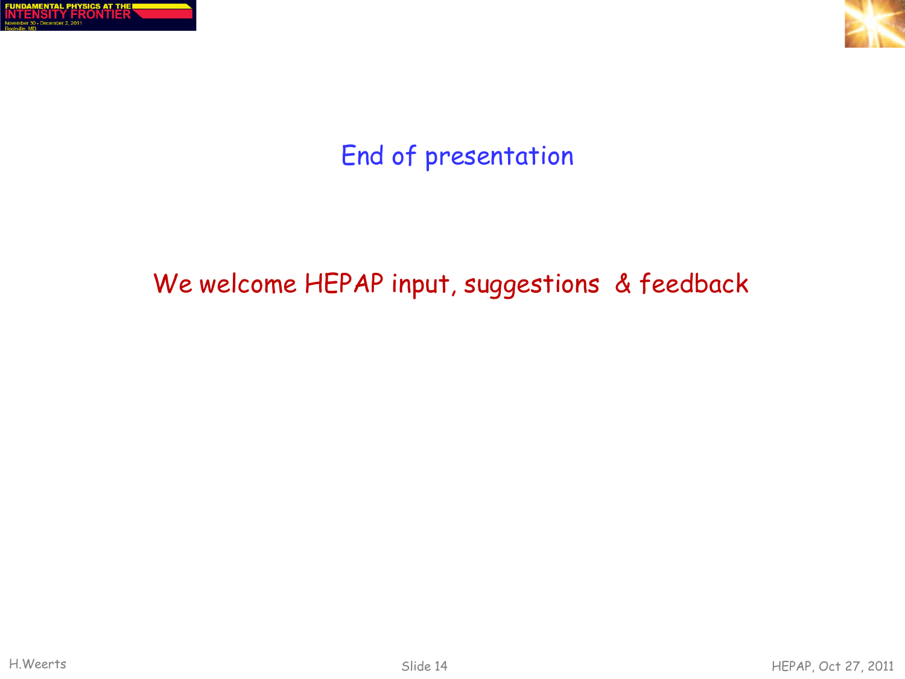End of presentation

We welcome HEPAP input, suggestions & feedback